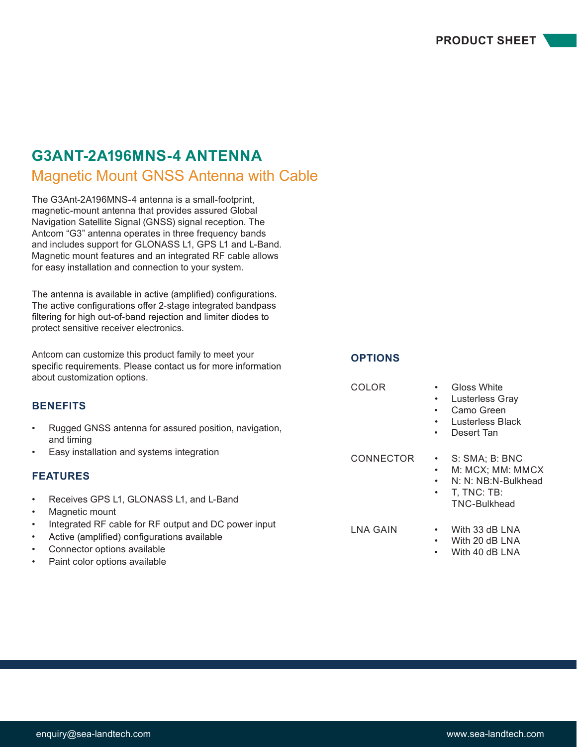PRODUCT SHEET

# G3ANT-2A196MNS-4 ANTENNA

## Magnetic Mount GNSS Antenna with Cable

The G3Ant-2A196MNS-4 antenna is a small-footprint, magnetic-mount antenna that provides assured Global Navigation Satellite Signal (GNSS) signal reception. The Antcom "G3" antenna operates in three frequency bands and includes support for GLONASS L1, GPS L1 and L-Band. Magnetic mount features and an integrated RF cable allows for easy installation and connection to your system.

The antenna is available in active (amplified) configurations. The active configurations offer 2-stage integrated bandpass filtering for high out-of-band rejection and limiter diodes to protect sensitive receiver electronics.

Antcom can customize this product family to meet your specific requirements. Please contact us for more information about customization options.

### BENEFITS

- Rugged GNSS antenna for assured position, navigation, and timing
- Easy installation and systems integration

### FEATURES

- Receives GPS L1, GLONASS L1, and L-Band
- Magnetic mount
- Integrated RF cable for RF output and DC power input
- Active (amplified) configurations available
- Connector options available
- Paint color options available

### OPTIONS

**COLOR**

- Gloss White
- Lusterless Gray
- Camo Green
- Lusterless Black
- Desert Tan

**CONNECTOR**

- S: SMA; B: BNC
- M: MCX; MM: MMCX
- N: N: NB:N-Bulkhead
- T, TNC: TB: TNC-Bulkhead

**LNA GAIN**

- With 33 dB LNA
- With 20 dB LNA
- With 40 dB LNA

enquiry@sea-landtech.com www.sea-landtech.com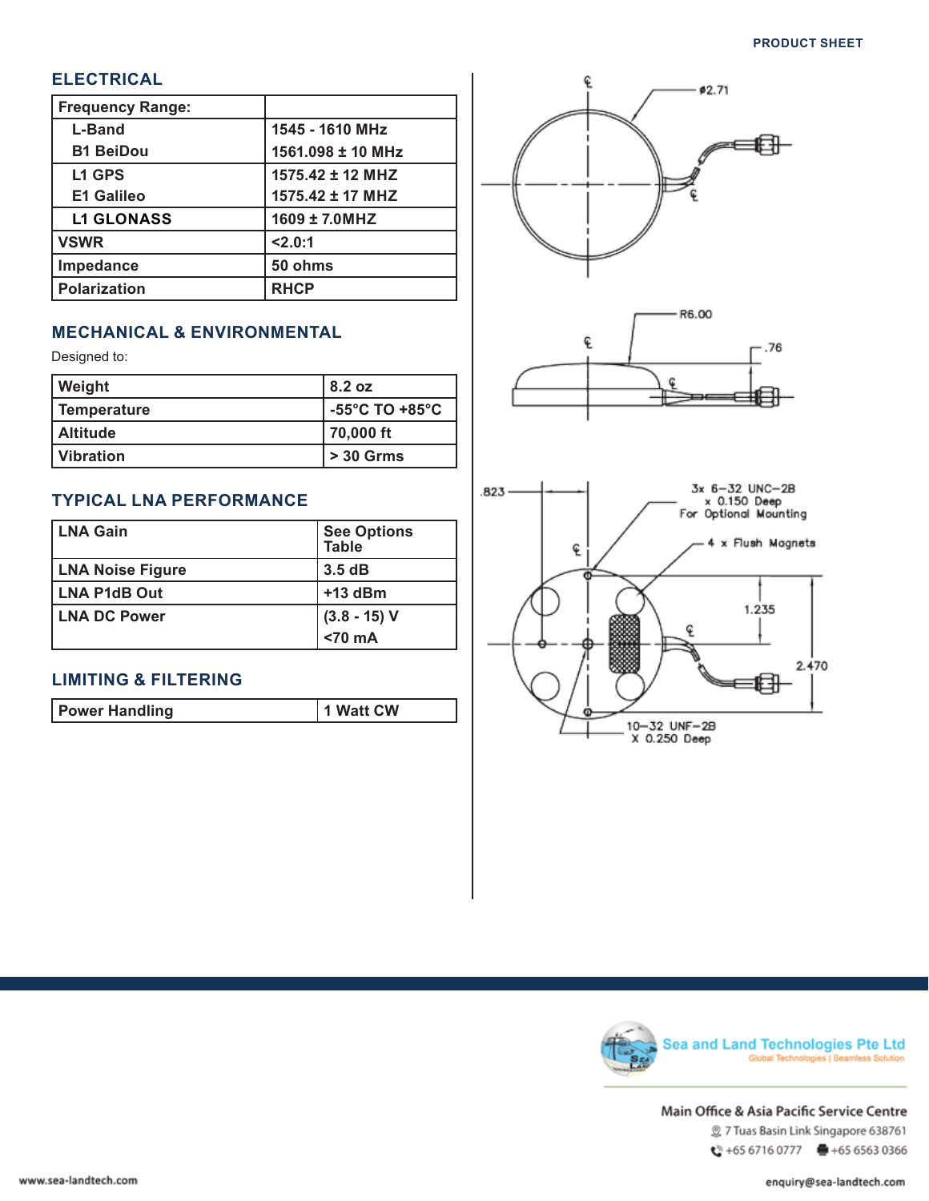## ELECTRICAL

| | |
|---|---|
| **Frequency Range:** | |
| **L-Band** | **1545 - 1610 MHz** |
| **B1 BeiDou** | **1561.098 ± 10 MHz** |
| **L1 GPS** | **1575.42 ± 12 MHZ** |
| **E1 Galileo** | **1575.42 ± 17 MHZ** |
| **L1 GLONASS** | **1609 ± 7.0MHZ** |
| **VSWR** | **<2.0:1** |
| **Impedance** | **50 ohms** |
| **Polarization** | **RHCP** |

## MECHANICAL & ENVIRONMENTAL

Designed to:

| | |
|---|---|
| **Weight** | **8.2 oz** |
| **Temperature** | **-55°C TO +85°C** |
| **Altitude** | **70,000 ft** |
| **Vibration** | **> 30 Grms** |

## TYPICAL LNA PERFORMANCE

| | |
|---|---|
| **LNA Gain** | **See Options Table** |
| **LNA Noise Figure** | **3.5 dB** |
| **LNA P1dB Out** | **+13 dBm** |
| **LNA DC Power** | **(3.8 - 15) V <70 mA** |

## LIMITING & FILTERING

| | |
|---|---|
| **Power Handling** | **1 Watt CW** |

ø2.71

R6.00

.76

.823

3x 6–32 UNC–2B x 0.150 Deep For Optional Mounting

4 x Flush Magnets

1.235

2.470

10–32 UNF–2B X 0.250 Deep

Sea and Land Technologies Pte Ltd
Global Technologies | Seamless Solution

Main Office & Asia Pacific Service Centre
7 Tuas Basin Link Singapore 638761
+65 6716 0777 +65 6563 0366

www.sea-landtech.com

enquiry@sea-landtech.com